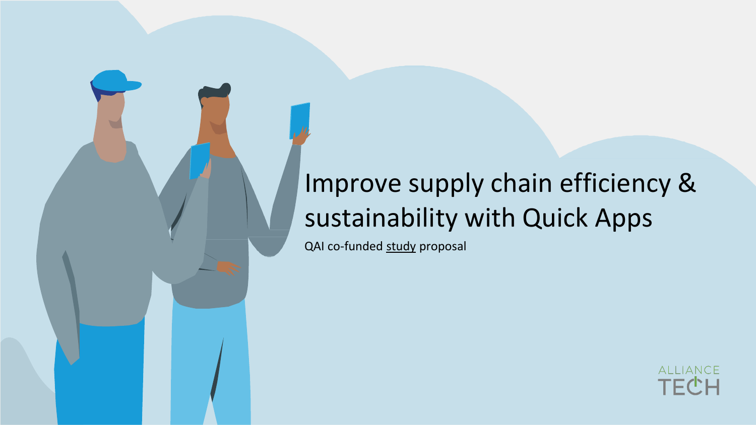# Improve supply chain efficiency & sustainability with Quick Apps

QAI co-funded study proposal

ALLIANCE TECH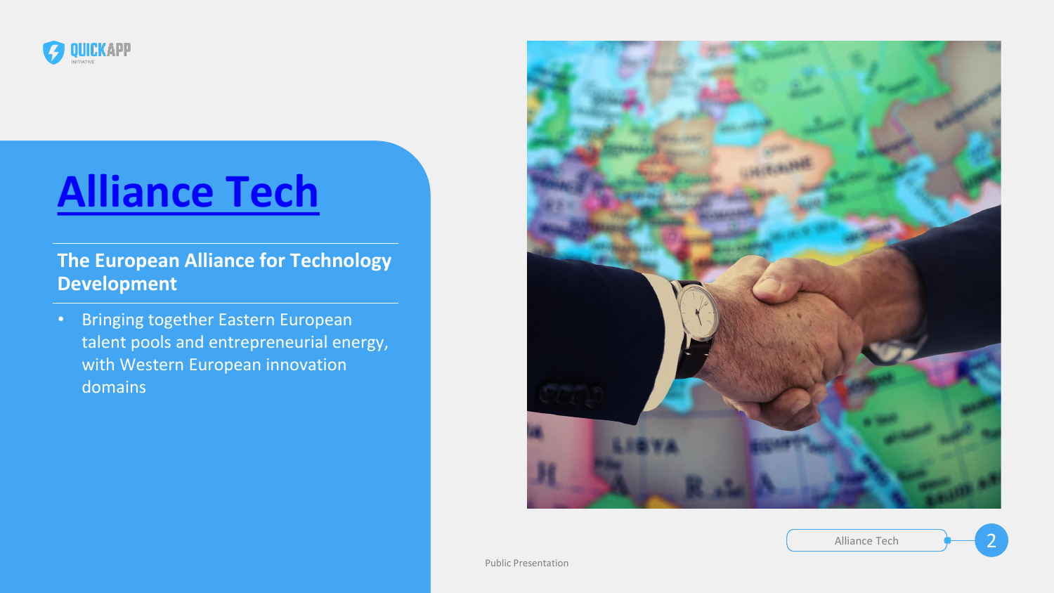# Alliance Tech

**The European Alliance for Technology Development**

- Bringing together Eastern European talent pools and entrepreneurial energy, with Western European innovation domains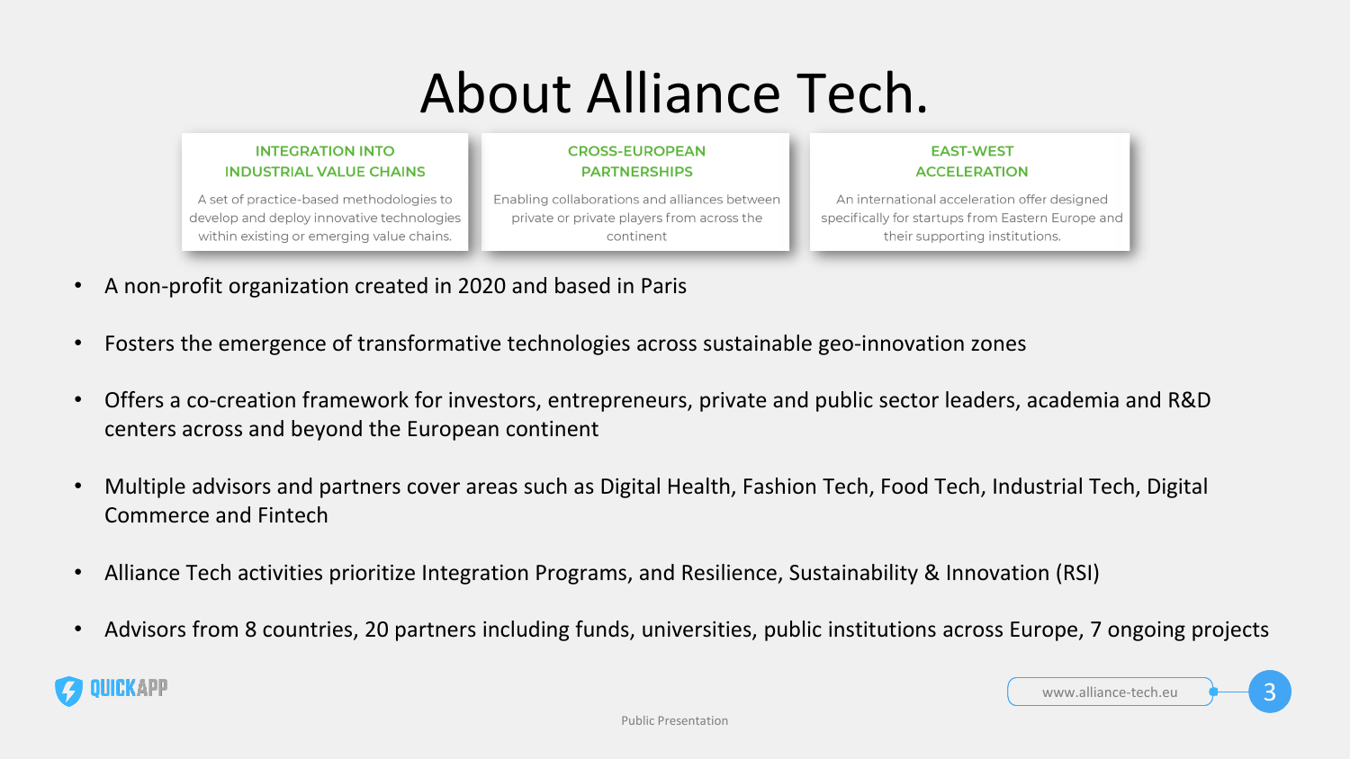# About Alliance Tech.

**INTEGRATION INTO INDUSTRIAL VALUE CHAINS**

A set of practice-based methodologies to develop and deploy innovative technologies within existing or emerging value chains.

**CROSS-EUROPEAN PARTNERSHIPS**

Enabling collaborations and alliances between private or private players from across the continent

**EAST-WEST ACCELERATION**

An international acceleration offer designed specifically for startups from Eastern Europe and their supporting institutions.

- A non-profit organization created in 2020 and based in Paris
- Fosters the emergence of transformative technologies across sustainable geo-innovation zones
- Offers a co-creation framework for investors, entrepreneurs, private and public sector leaders, academia and R&D centers across and beyond the European continent
- Multiple advisors and partners cover areas such as Digital Health, Fashion Tech, Food Tech, Industrial Tech, Digital Commerce and Fintech
- Alliance Tech activities prioritize Integration Programs, and Resilience, Sustainability & Innovation (RSI)
- Advisors from 8 countries, 20 partners including funds, universities, public institutions across Europe, 7 ongoing projects

QUICKAPP

www.alliance-tech.eu

Public Presentation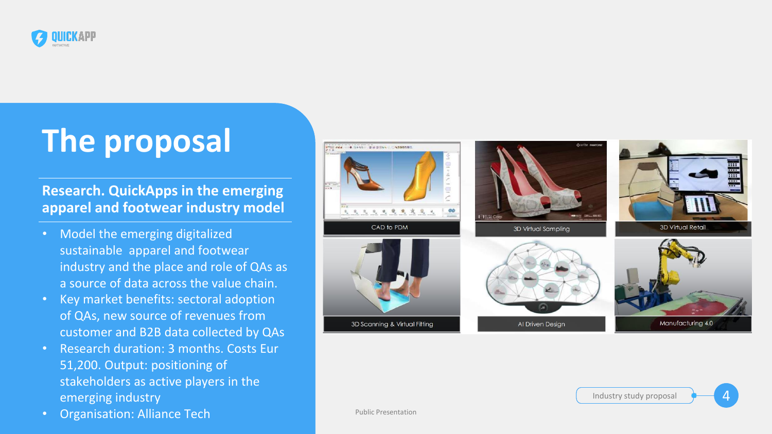# The proposal

## Research. QuickApps in the emerging apparel and footwear industry model

- Model the emerging digitalized sustainable apparel and footwear industry and the place and role of QAs as a source of data across the value chain.
- Key market benefits: sectoral adoption of QAs, new source of revenues from customer and B2B data collected by QAs
- Research duration: 3 months. Costs Eur 51,200. Output: positioning of stakeholders as active players in the emerging industry
- Organisation: Alliance Tech

CAD to PDM

3D Virtual Sampling

3D Virtual Retail

3D Scanning & Virtual Fitting

AI Driven Design

Manufacturing 4.0

Public Presentation

Industry study proposal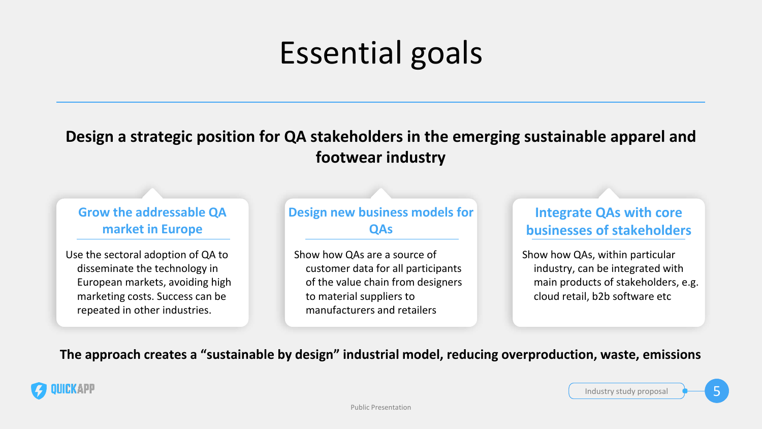# Essential goals

**Design a strategic position for QA stakeholders in the emerging sustainable apparel and footwear industry**

### Grow the addressable QA market in Europe

Use the sectoral adoption of QA to disseminate the technology in European markets, avoiding high marketing costs. Success can be repeated in other industries.

### Design new business models for QAs

Show how QAs are a source of customer data for all participants of the value chain from designers to material suppliers to manufacturers and retailers

### Integrate QAs with core businesses of stakeholders

Show how QAs, within particular industry, can be integrated with main products of stakeholders, e.g. cloud retail, b2b software etc

**The approach creates a "sustainable by design" industrial model, reducing overproduction, waste, emissions**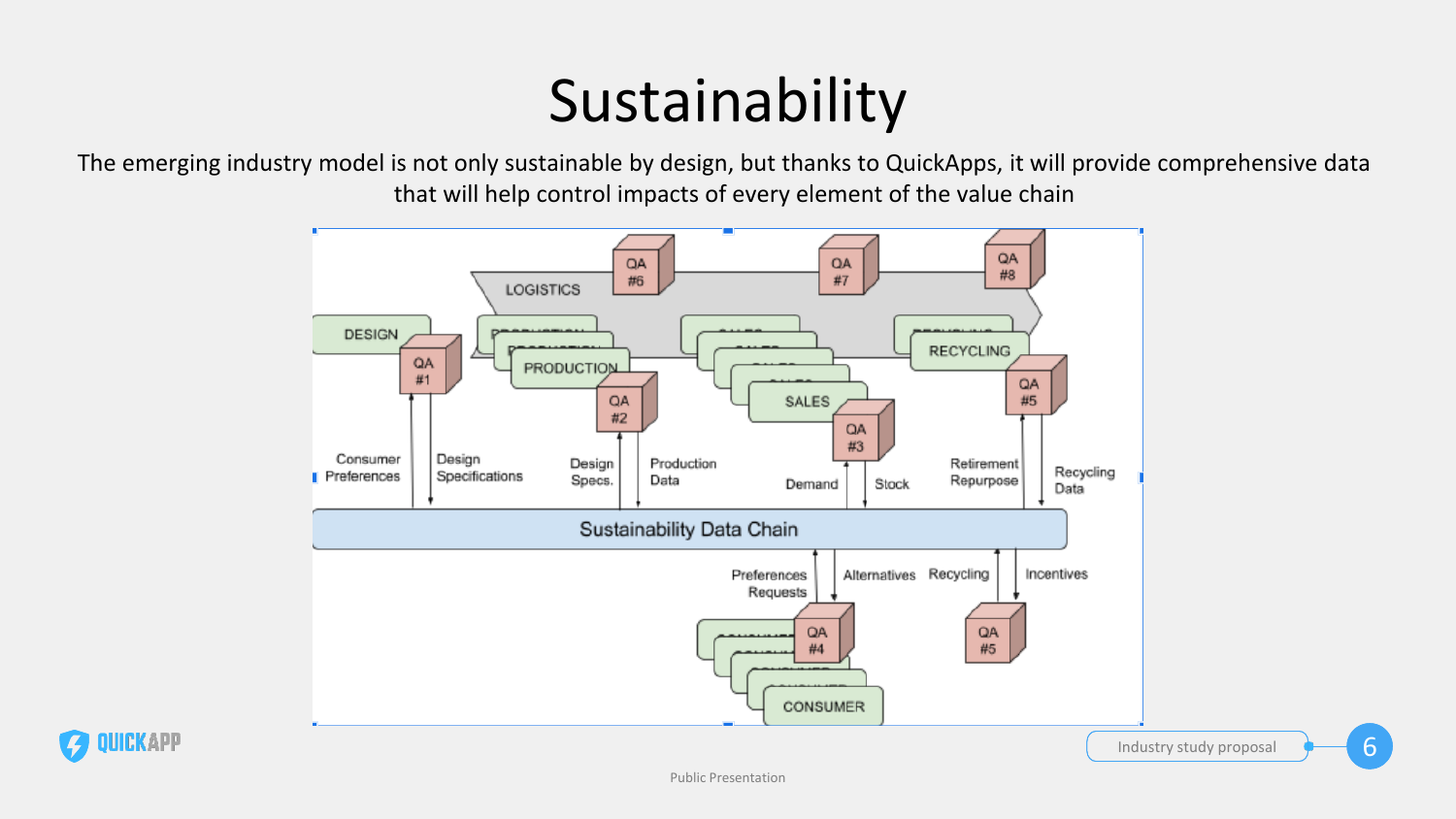# Sustainability

The emerging industry model is not only sustainable by design, but thanks to QuickApps, it will provide comprehensive data that will help control impacts of every element of the value chain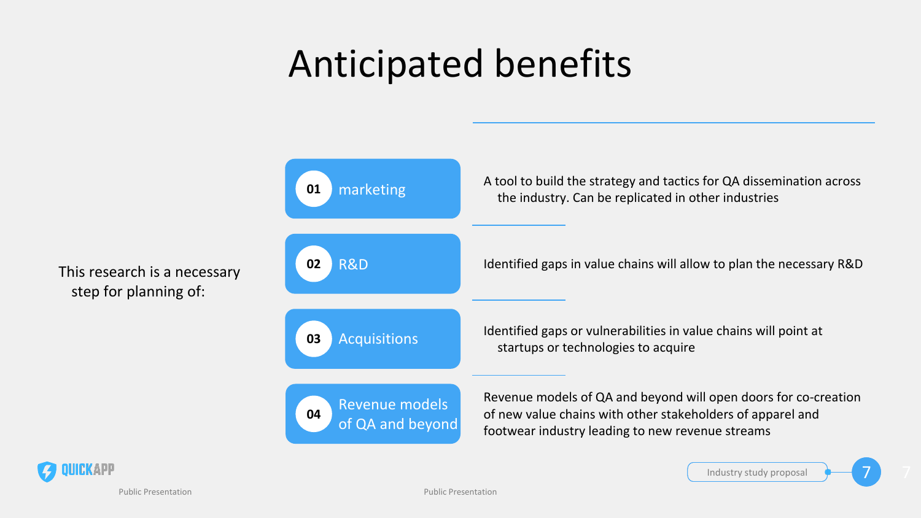# Anticipated benefits

This research is a necessary step for planning of:

| | Area | Benefit |
|---|---|---|
| 01 | marketing | A tool to build the strategy and tactics for QA dissemination across the industry. Can be replicated in other industries |
| 02 | R&D | Identified gaps in value chains will allow to plan the necessary R&D |
| 03 | Acquisitions | Identified gaps or vulnerabilities in value chains will point at startups or technologies to acquire |
| 04 | Revenue models of QA and beyond | Revenue models of QA and beyond will open doors for co-creation of new value chains with other stakeholders of apparel and footwear industry leading to new revenue streams |

QUICKAPP

Public Presentation

Industry study proposal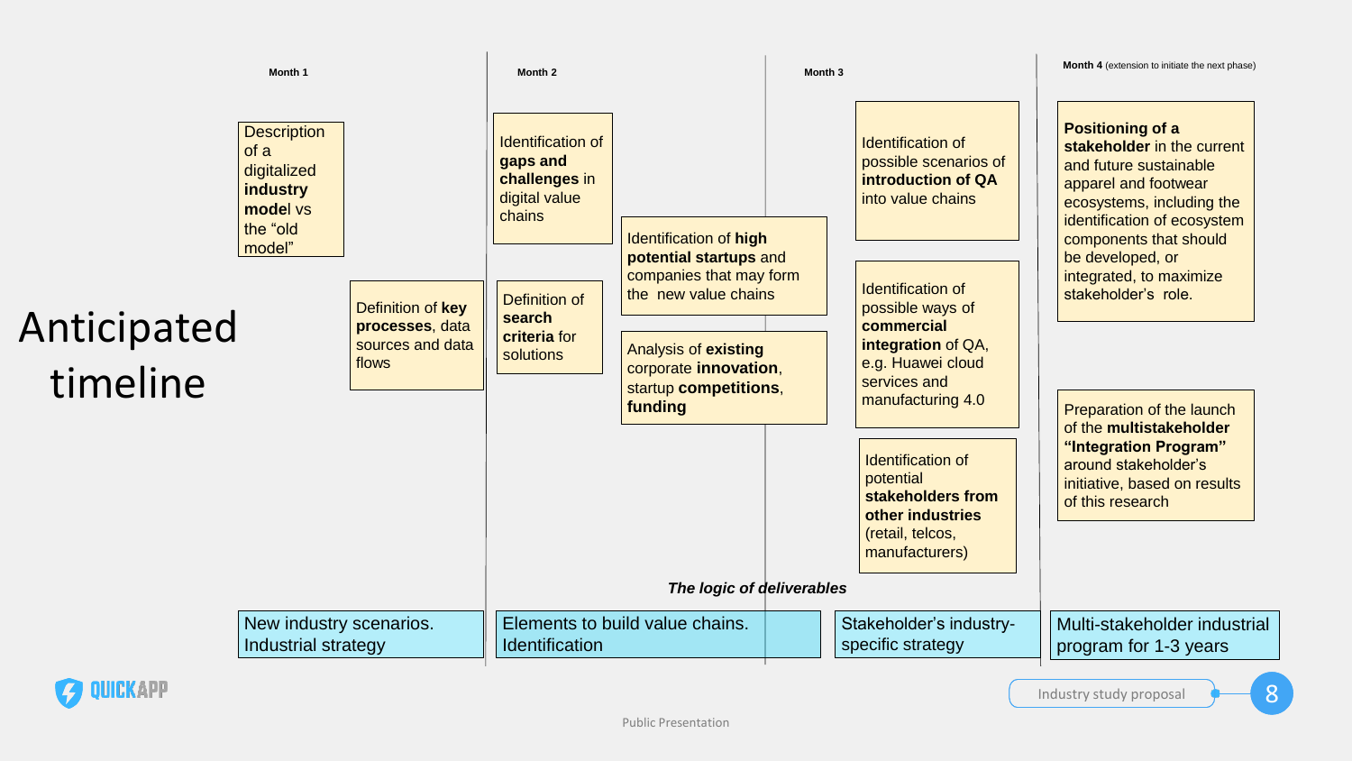# Anticipated timeline

### Month 1

- Description of a digitalized **industry model** vs the "old model"
- Definition of **key processes**, data sources and data flows

**Deliverable:** New industry scenarios. Industrial strategy

### Month 2

- Identification of **gaps and challenges** in digital value chains
- Definition of **search criteria** for solutions
- Identification of **high potential startups** and companies that may form the new value chains
- Analysis of **existing** corporate **innovation**, startup **competitions**, **funding**

**Deliverable:** Elements to build value chains. Identification

### Month 3

- Identification of possible scenarios of **introduction of QA** into value chains
- Identification of possible ways of **commercial integration** of QA, e.g. Huawei cloud services and manufacturing 4.0
- Identification of potential **stakeholders from other industries** (retail, telcos, manufacturers)

**Deliverable:** Stakeholder's industry-specific strategy

### Month 4 (extension to initiate the next phase)

- **Positioning of a stakeholder** in the current and future sustainable apparel and footwear ecosystems, including the identification of ecosystem components that should be developed, or integrated, to maximize stakeholder's role.
- Preparation of the launch of the **multistakeholder "Integration Program"** around stakeholder's initiative, based on results of this research

**Deliverable:** Multi-stakeholder industrial program for 1-3 years

*The logic of deliverables*

QUICKAPP

Industry study proposal

Public Presentation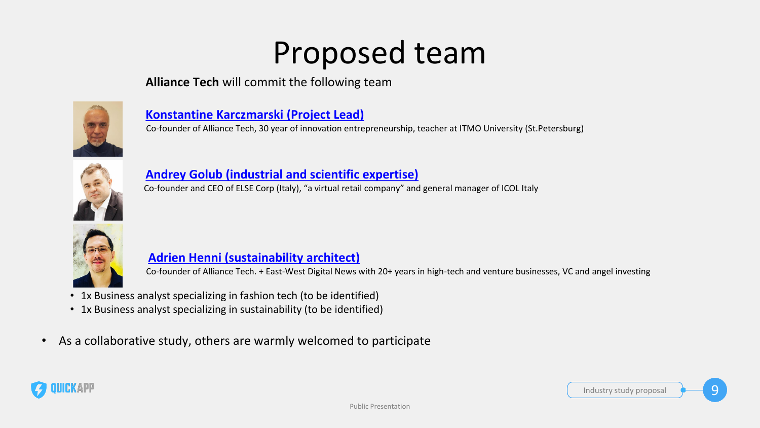# Proposed team

**Alliance Tech** will commit the following team

**Konstantine Karczmarski (Project Lead)**

Co-founder of Alliance Tech, 30 year of innovation entrepreneurship, teacher at ITMO University (St.Petersburg)

**Andrey Golub (industrial and scientific expertise)**

Co-founder and CEO of ELSE Corp (Italy), “a virtual retail company” and general manager of ICOL Italy

**Adrien Henni (sustainability architect)**

Co-founder of Alliance Tech. + East-West Digital News with 20+ years in high-tech and venture businesses, VC and angel investing

- 1x Business analyst specializing in fashion tech (to be identified)
- 1x Business analyst specializing in sustainability (to be identified)

- As a collaborative study, others are warmly welcomed to participate

Public Presentation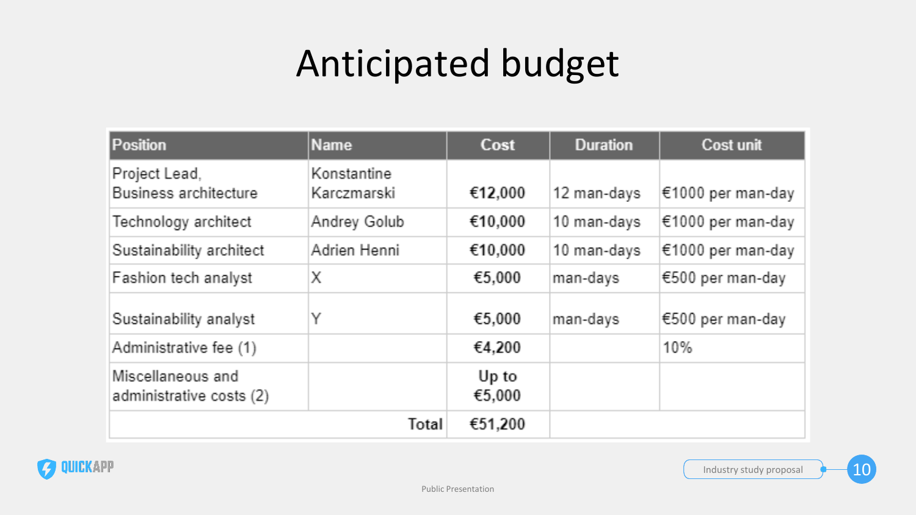# Anticipated budget

| Position | Name | Cost | Duration | Cost unit |
|---|---|---|---|---|
| Project Lead, Business architecture | Konstantine Karczmarski | €12,000 | 12 man-days | €1000 per man-day |
| Technology architect | Andrey Golub | €10,000 | 10 man-days | €1000 per man-day |
| Sustainability architect | Adrien Henni | €10,000 | 10 man-days | €1000 per man-day |
| Fashion tech analyst | X | €5,000 | man-days | €500 per man-day |
| Sustainability analyst | Y | €5,000 | man-days | €500 per man-day |
| Administrative fee (1) | | €4,200 | | 10% |
| Miscellaneous and administrative costs (2) | | Up to €5,000 | | |
| | Total | €51,200 | | |

Public Presentation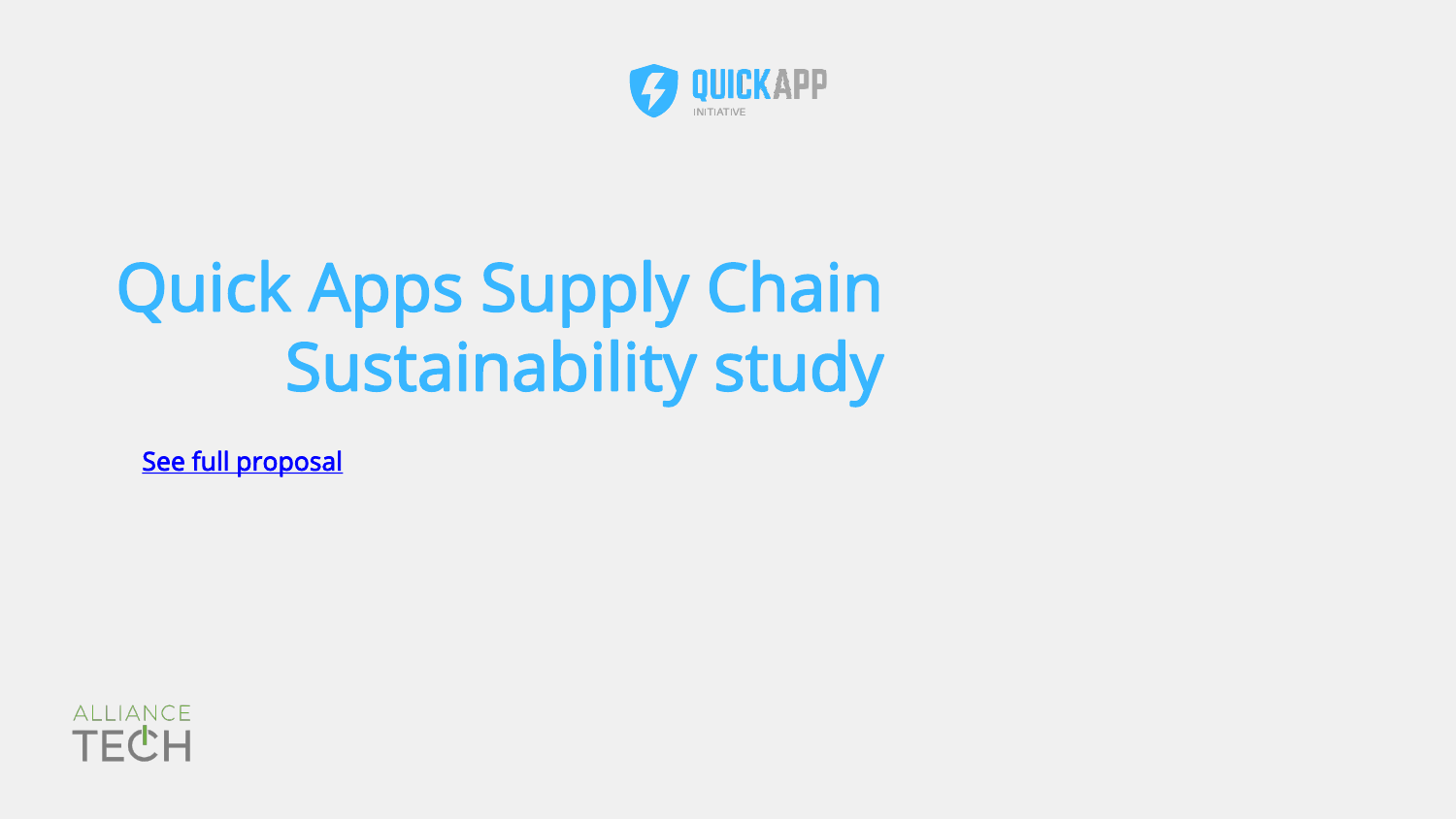QUICKAPP INITIATIVE

# Quick Apps Supply Chain Sustainability study

See full proposal

ALLIANCE TECH